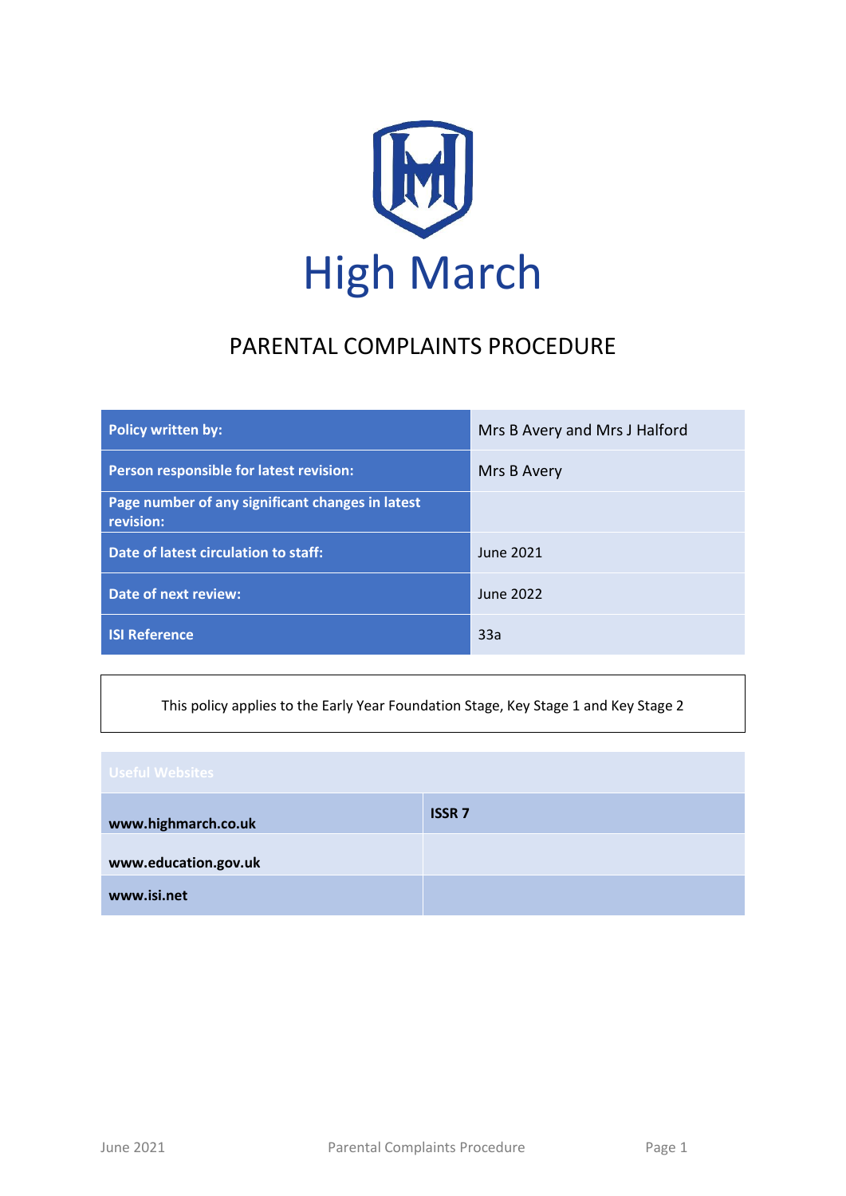# High March

## PARENTAL COMPLAINTS PROCEDURE

| | |
|---|---|
| **Policy written by:** | Mrs B Avery and Mrs J Halford |
| **Person responsible for latest revision:** | Mrs B Avery |
| **Page number of any significant changes in latest revision:** | |
| **Date of latest circulation to staff:** | June 2021 |
| **Date of next review:** | June 2022 |
| **ISI Reference** | 33a |

This policy applies to the Early Year Foundation Stage, Key Stage 1 and Key Stage 2

| Useful Websites | |
|---|---|
| **www.highmarch.co.uk** | **ISSR 7** |
| **www.education.gov.uk** | |
| **www.isi.net** | |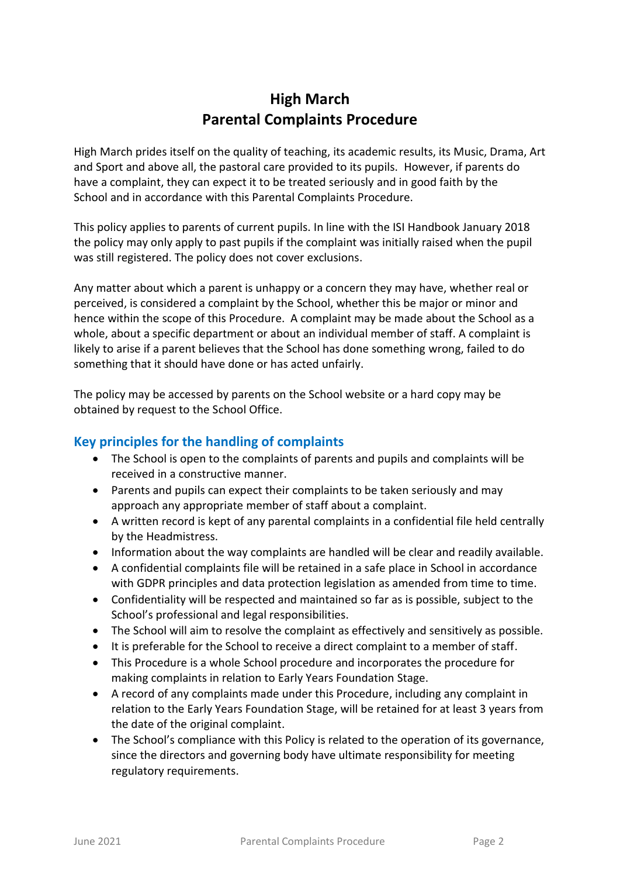# High March
# Parental Complaints Procedure

High March prides itself on the quality of teaching, its academic results, its Music, Drama, Art and Sport and above all, the pastoral care provided to its pupils. However, if parents do have a complaint, they can expect it to be treated seriously and in good faith by the School and in accordance with this Parental Complaints Procedure.

This policy applies to parents of current pupils. In line with the ISI Handbook January 2018 the policy may only apply to past pupils if the complaint was initially raised when the pupil was still registered. The policy does not cover exclusions.

Any matter about which a parent is unhappy or a concern they may have, whether real or perceived, is considered a complaint by the School, whether this be major or minor and hence within the scope of this Procedure. A complaint may be made about the School as a whole, about a specific department or about an individual member of staff. A complaint is likely to arise if a parent believes that the School has done something wrong, failed to do something that it should have done or has acted unfairly.

The policy may be accessed by parents on the School website or a hard copy may be obtained by request to the School Office.

## Key principles for the handling of complaints

- The School is open to the complaints of parents and pupils and complaints will be received in a constructive manner.
- Parents and pupils can expect their complaints to be taken seriously and may approach any appropriate member of staff about a complaint.
- A written record is kept of any parental complaints in a confidential file held centrally by the Headmistress.
- Information about the way complaints are handled will be clear and readily available.
- A confidential complaints file will be retained in a safe place in School in accordance with GDPR principles and data protection legislation as amended from time to time.
- Confidentiality will be respected and maintained so far as is possible, subject to the School's professional and legal responsibilities.
- The School will aim to resolve the complaint as effectively and sensitively as possible.
- It is preferable for the School to receive a direct complaint to a member of staff.
- This Procedure is a whole School procedure and incorporates the procedure for making complaints in relation to Early Years Foundation Stage.
- A record of any complaints made under this Procedure, including any complaint in relation to the Early Years Foundation Stage, will be retained for at least 3 years from the date of the original complaint.
- The School's compliance with this Policy is related to the operation of its governance, since the directors and governing body have ultimate responsibility for meeting regulatory requirements.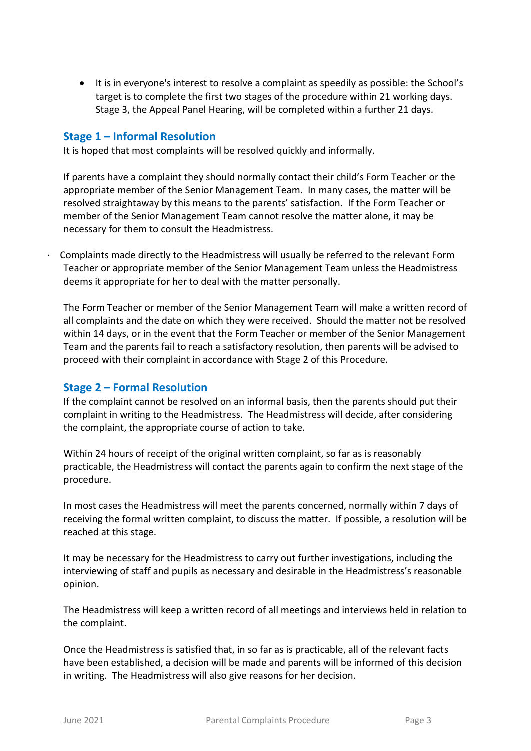- It is in everyone's interest to resolve a complaint as speedily as possible: the School's target is to complete the first two stages of the procedure within 21 working days. Stage 3, the Appeal Panel Hearing, will be completed within a further 21 days.

## Stage 1 – Informal Resolution

It is hoped that most complaints will be resolved quickly and informally.

If parents have a complaint they should normally contact their child's Form Teacher or the appropriate member of the Senior Management Team. In many cases, the matter will be resolved straightaway by this means to the parents' satisfaction. If the Form Teacher or member of the Senior Management Team cannot resolve the matter alone, it may be necessary for them to consult the Headmistress.

· Complaints made directly to the Headmistress will usually be referred to the relevant Form Teacher or appropriate member of the Senior Management Team unless the Headmistress deems it appropriate for her to deal with the matter personally.

The Form Teacher or member of the Senior Management Team will make a written record of all complaints and the date on which they were received. Should the matter not be resolved within 14 days, or in the event that the Form Teacher or member of the Senior Management Team and the parents fail to reach a satisfactory resolution, then parents will be advised to proceed with their complaint in accordance with Stage 2 of this Procedure.

## Stage 2 – Formal Resolution

If the complaint cannot be resolved on an informal basis, then the parents should put their complaint in writing to the Headmistress. The Headmistress will decide, after considering the complaint, the appropriate course of action to take.

Within 24 hours of receipt of the original written complaint, so far as is reasonably practicable, the Headmistress will contact the parents again to confirm the next stage of the procedure.

In most cases the Headmistress will meet the parents concerned, normally within 7 days of receiving the formal written complaint, to discuss the matter. If possible, a resolution will be reached at this stage.

It may be necessary for the Headmistress to carry out further investigations, including the interviewing of staff and pupils as necessary and desirable in the Headmistress's reasonable opinion.

The Headmistress will keep a written record of all meetings and interviews held in relation to the complaint.

Once the Headmistress is satisfied that, in so far as is practicable, all of the relevant facts have been established, a decision will be made and parents will be informed of this decision in writing. The Headmistress will also give reasons for her decision.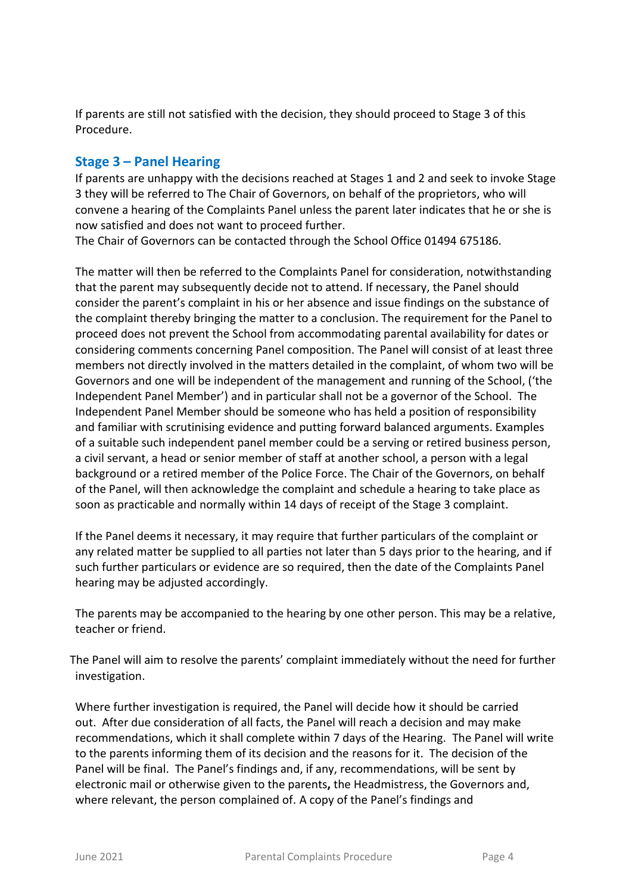If parents are still not satisfied with the decision, they should proceed to Stage 3 of this Procedure.

## Stage 3 – Panel Hearing

If parents are unhappy with the decisions reached at Stages 1 and 2 and seek to invoke Stage 3 they will be referred to The Chair of Governors, on behalf of the proprietors, who will convene a hearing of the Complaints Panel unless the parent later indicates that he or she is now satisfied and does not want to proceed further.
The Chair of Governors can be contacted through the School Office 01494 675186.

The matter will then be referred to the Complaints Panel for consideration, notwithstanding that the parent may subsequently decide not to attend. If necessary, the Panel should consider the parent's complaint in his or her absence and issue findings on the substance of the complaint thereby bringing the matter to a conclusion. The requirement for the Panel to proceed does not prevent the School from accommodating parental availability for dates or considering comments concerning Panel composition. The Panel will consist of at least three members not directly involved in the matters detailed in the complaint, of whom two will be Governors and one will be independent of the management and running of the School, ('the Independent Panel Member') and in particular shall not be a governor of the School. The Independent Panel Member should be someone who has held a position of responsibility and familiar with scrutinising evidence and putting forward balanced arguments. Examples of a suitable such independent panel member could be a serving or retired business person, a civil servant, a head or senior member of staff at another school, a person with a legal background or a retired member of the Police Force. The Chair of the Governors, on behalf of the Panel, will then acknowledge the complaint and schedule a hearing to take place as soon as practicable and normally within 14 days of receipt of the Stage 3 complaint.

If the Panel deems it necessary, it may require that further particulars of the complaint or any related matter be supplied to all parties not later than 5 days prior to the hearing, and if such further particulars or evidence are so required, then the date of the Complaints Panel hearing may be adjusted accordingly.

The parents may be accompanied to the hearing by one other person. This may be a relative, teacher or friend.

The Panel will aim to resolve the parents' complaint immediately without the need for further investigation.

Where further investigation is required, the Panel will decide how it should be carried out. After due consideration of all facts, the Panel will reach a decision and may make recommendations, which it shall complete within 7 days of the Hearing. The Panel will write to the parents informing them of its decision and the reasons for it. The decision of the Panel will be final. The Panel's findings and, if any, recommendations, will be sent by electronic mail or otherwise given to the parents**,** the Headmistress, the Governors and, where relevant, the person complained of. A copy of the Panel's findings and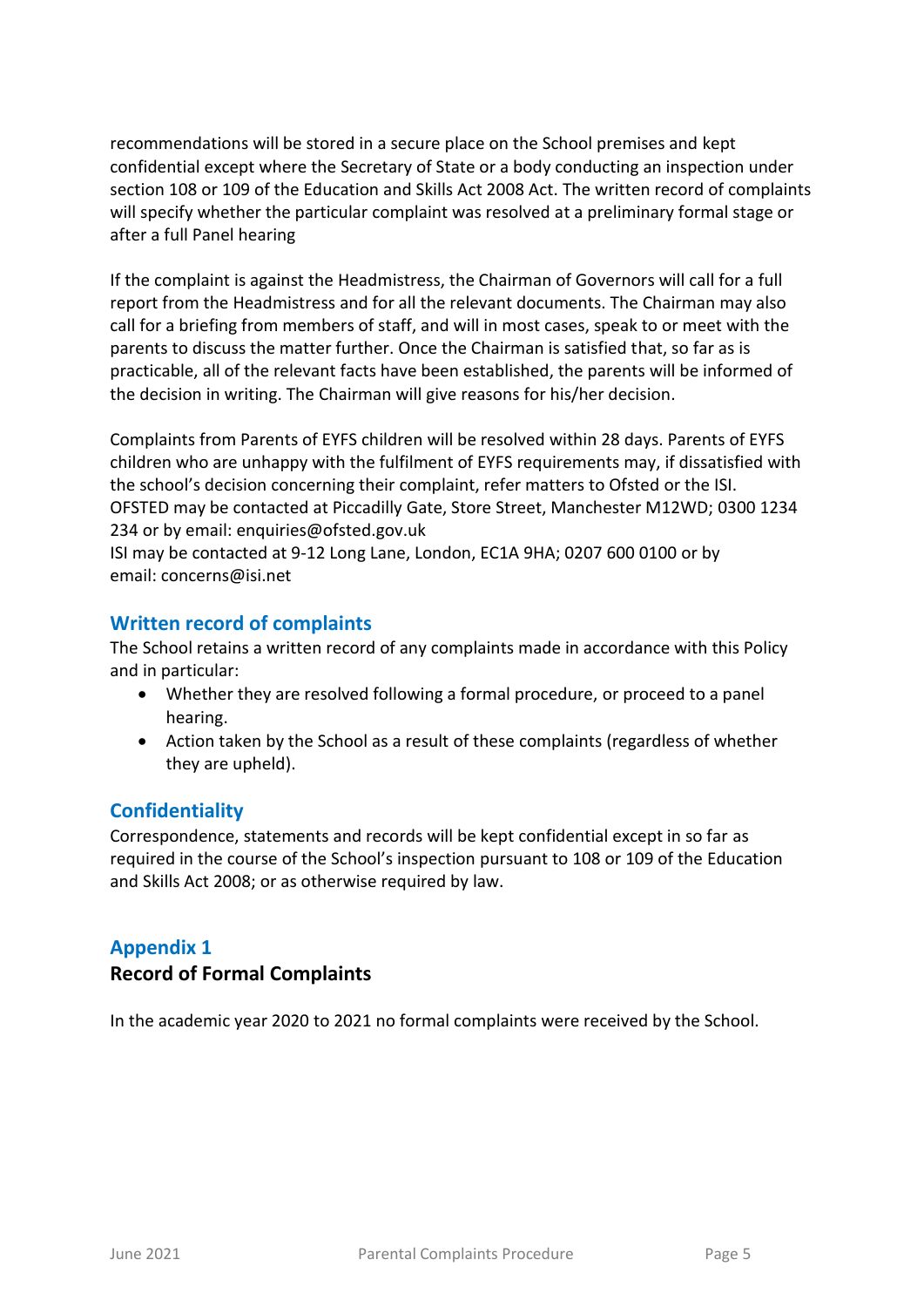recommendations will be stored in a secure place on the School premises and kept confidential except where the Secretary of State or a body conducting an inspection under section 108 or 109 of the Education and Skills Act 2008 Act. The written record of complaints will specify whether the particular complaint was resolved at a preliminary formal stage or after a full Panel hearing

If the complaint is against the Headmistress, the Chairman of Governors will call for a full report from the Headmistress and for all the relevant documents. The Chairman may also call for a briefing from members of staff, and will in most cases, speak to or meet with the parents to discuss the matter further. Once the Chairman is satisfied that, so far as is practicable, all of the relevant facts have been established, the parents will be informed of the decision in writing. The Chairman will give reasons for his/her decision.

Complaints from Parents of EYFS children will be resolved within 28 days. Parents of EYFS children who are unhappy with the fulfilment of EYFS requirements may, if dissatisfied with the school's decision concerning their complaint, refer matters to Ofsted or the ISI. OFSTED may be contacted at Piccadilly Gate, Store Street, Manchester M12WD; 0300 1234 234 or by email: enquiries@ofsted.gov.uk
ISI may be contacted at 9-12 Long Lane, London, EC1A 9HA; 0207 600 0100 or by email: concerns@isi.net

## Written record of complaints

The School retains a written record of any complaints made in accordance with this Policy and in particular:

- Whether they are resolved following a formal procedure, or proceed to a panel hearing.
- Action taken by the School as a result of these complaints (regardless of whether they are upheld).

## Confidentiality

Correspondence, statements and records will be kept confidential except in so far as required in the course of the School's inspection pursuant to 108 or 109 of the Education and Skills Act 2008; or as otherwise required by law.

## Appendix 1

### Record of Formal Complaints

In the academic year 2020 to 2021 no formal complaints were received by the School.